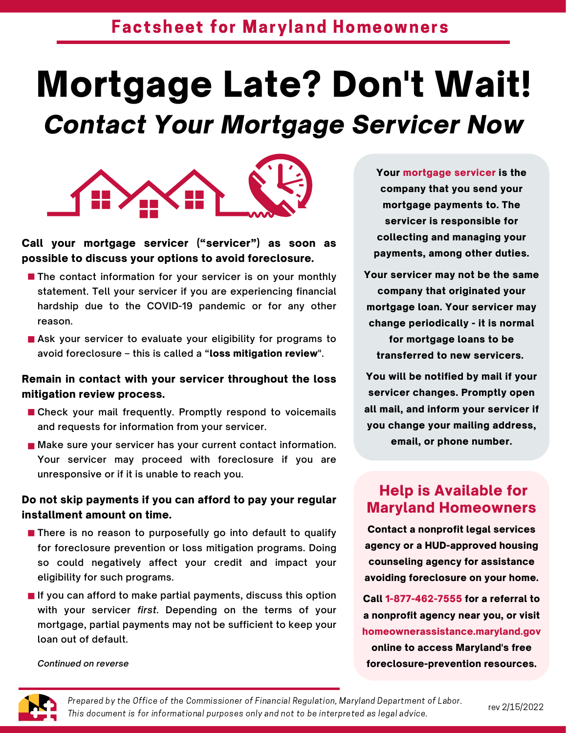## Factsheet for Maryland Homeowners

# Mortgage Late? Don't Wait!

## *Contact Your Mortgage Servicer Now*

**Call your mortgage servicer ("servicer") as soon as possible to discuss your options to avoid foreclosure.**

- The contact information for your servicer is on your monthly statement. Tell your servicer if you are experiencing financial hardship due to the COVID-19 pandemic or for any other reason.
- Ask your servicer to evaluate your eligibility for programs to avoid foreclosure – this is called a "**loss mitigation review**".

**Remain in contact with your servicer throughout the loss mitigation review process.**

- Check your mail frequently. Promptly respond to voicemails and requests for information from your servicer.
- Make sure your servicer has your current contact information. Your servicer may proceed with foreclosure if you are unresponsive or if it is unable to reach you.

**Do not skip payments if you can afford to pay your regular installment amount on time.**

- There is no reason to purposefully go into default to qualify for foreclosure prevention or loss mitigation programs. Doing so could negatively affect your credit and impact your eligibility for such programs.
- If you can afford to make partial payments, discuss this option with your servicer *first*. Depending on the terms of your mortgage, partial payments may not be sufficient to keep your loan out of default.

*Continued on reverse*

**Your mortgage servicer is the company that you send your mortgage payments to. The servicer is responsible for collecting and managing your payments, among other duties.**

**Your servicer may not be the same company that originated your mortgage loan. Your servicer may change periodically - it is normal for mortgage loans to be transferred to new servicers.**

**You will be notified by mail if your servicer changes. Promptly open all mail, and inform your servicer if you change your mailing address, email, or phone number.**

### Help is Available for Maryland Homeowners

**Contact a nonprofit legal services agency or a HUD-approved housing counseling agency for assistance avoiding foreclosure on your home.**

**Call 1-877-462-7555 for a referral to a nonprofit agency near you, or visit homeownerassistance.maryland.gov online to access Maryland's free foreclosure-prevention resources.**

*Prepared by the Office of the Commissioner of Financial Regulation, Maryland Department of Labor. This document is for informational purposes only and not to be interpreted as legal advice.*

rev 2/15/2022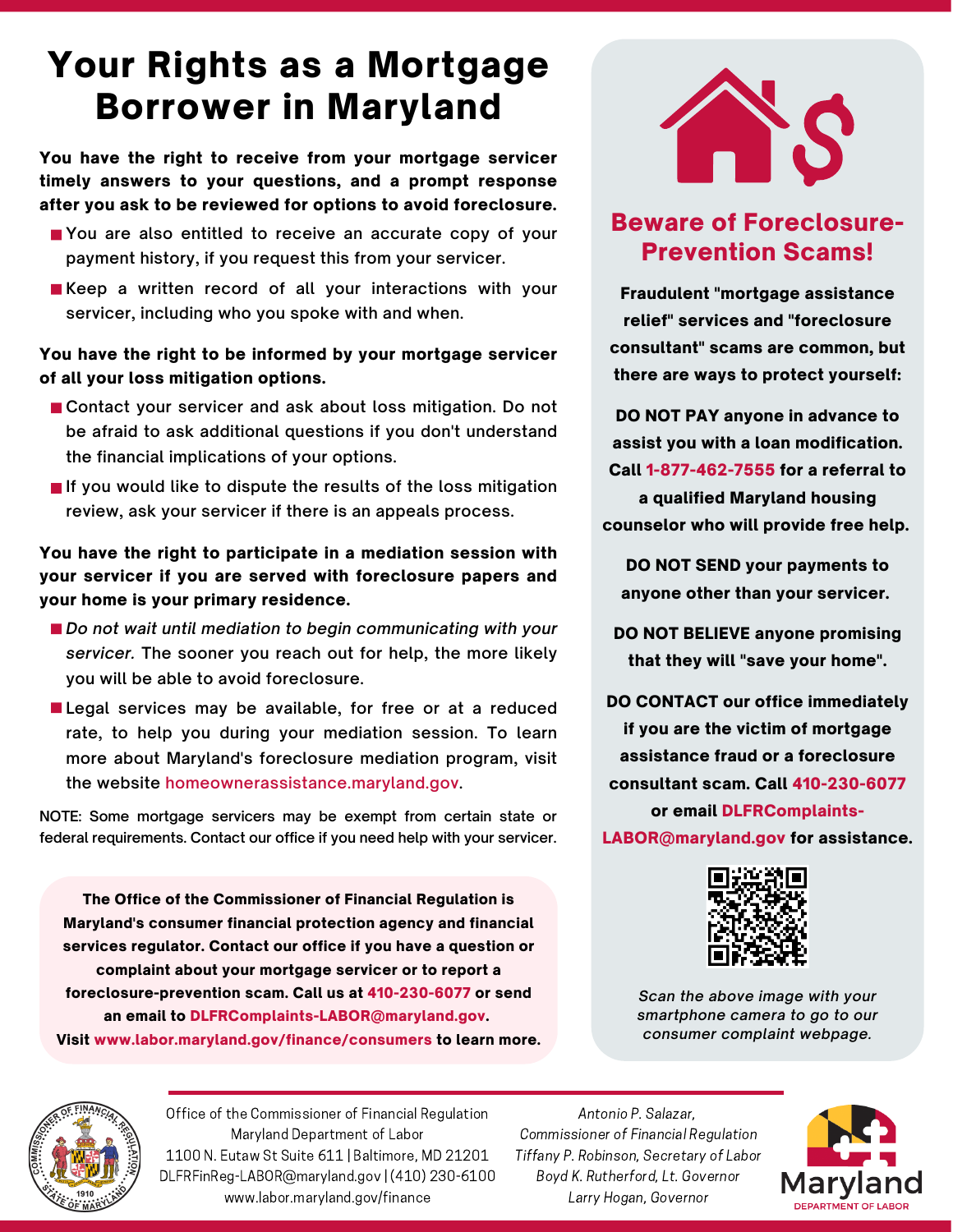# Your Rights as a Mortgage Borrower in Maryland

**You have the right to receive from your mortgage servicer timely answers to your questions, and a prompt response after you ask to be reviewed for options to avoid foreclosure.**

- You are also entitled to receive an accurate copy of your payment history, if you request this from your servicer.
- Keep a written record of all your interactions with your servicer, including who you spoke with and when.

**You have the right to be informed by your mortgage servicer of all your loss mitigation options.**

- Contact your servicer and ask about loss mitigation. Do not be afraid to ask additional questions if you don't understand the financial implications of your options.
- If you would like to dispute the results of the loss mitigation review, ask your servicer if there is an appeals process.

**You have the right to participate in a mediation session with your servicer if you are served with foreclosure papers and your home is your primary residence.**

- *Do not wait until mediation to begin communicating with your servicer.* The sooner you reach out for help, the more likely you will be able to avoid foreclosure.
- Legal services may be available, for free or at a reduced rate, to help you during your mediation session. To learn more about Maryland's foreclosure mediation program, visit the website homeownerassistance.maryland.gov.

NOTE: Some mortgage servicers may be exempt from certain state or federal requirements. Contact our office if you need help with your servicer.

**The Office of the Commissioner of Financial Regulation is Maryland's consumer financial protection agency and financial services regulator. Contact our office if you have a question or complaint about your mortgage servicer or to report a foreclosure-prevention scam. Call us at 410-230-6077 or send an email to DLFRComplaints-LABOR@maryland.gov. Visit www.labor.maryland.gov/finance/consumers to learn more.**

## Beware of Foreclosure-Prevention Scams!

**Fraudulent "mortgage assistance relief" services and "foreclosure consultant" scams are common, but there are ways to protect yourself:**

**DO NOT PAY anyone in advance to assist you with a loan modification. Call 1-877-462-7555 for a referral to a qualified Maryland housing counselor who will provide free help.**

**DO NOT SEND your payments to anyone other than your servicer.**

**DO NOT BELIEVE anyone promising that they will "save your home".**

**DO CONTACT our office immediately if you are the victim of mortgage assistance fraud or a foreclosure consultant scam. Call 410-230-6077 or email DLFRComplaints-LABOR@maryland.gov for assistance.**

*Scan the above image with your smartphone camera to go to our consumer complaint webpage.*

Office of the Commissioner of Financial Regulation
Maryland Department of Labor
1100 N. Eutaw St Suite 611 | Baltimore, MD 21201
DLFRFinReg-LABOR@maryland.gov | (410) 230-6100
www.labor.maryland.gov/finance

*Antonio P. Salazar, Commissioner of Financial Regulation*
*Tiffany P. Robinson, Secretary of Labor*
*Boyd K. Rutherford, Lt. Governor*
*Larry Hogan, Governor*

Maryland
DEPARTMENT OF LABOR